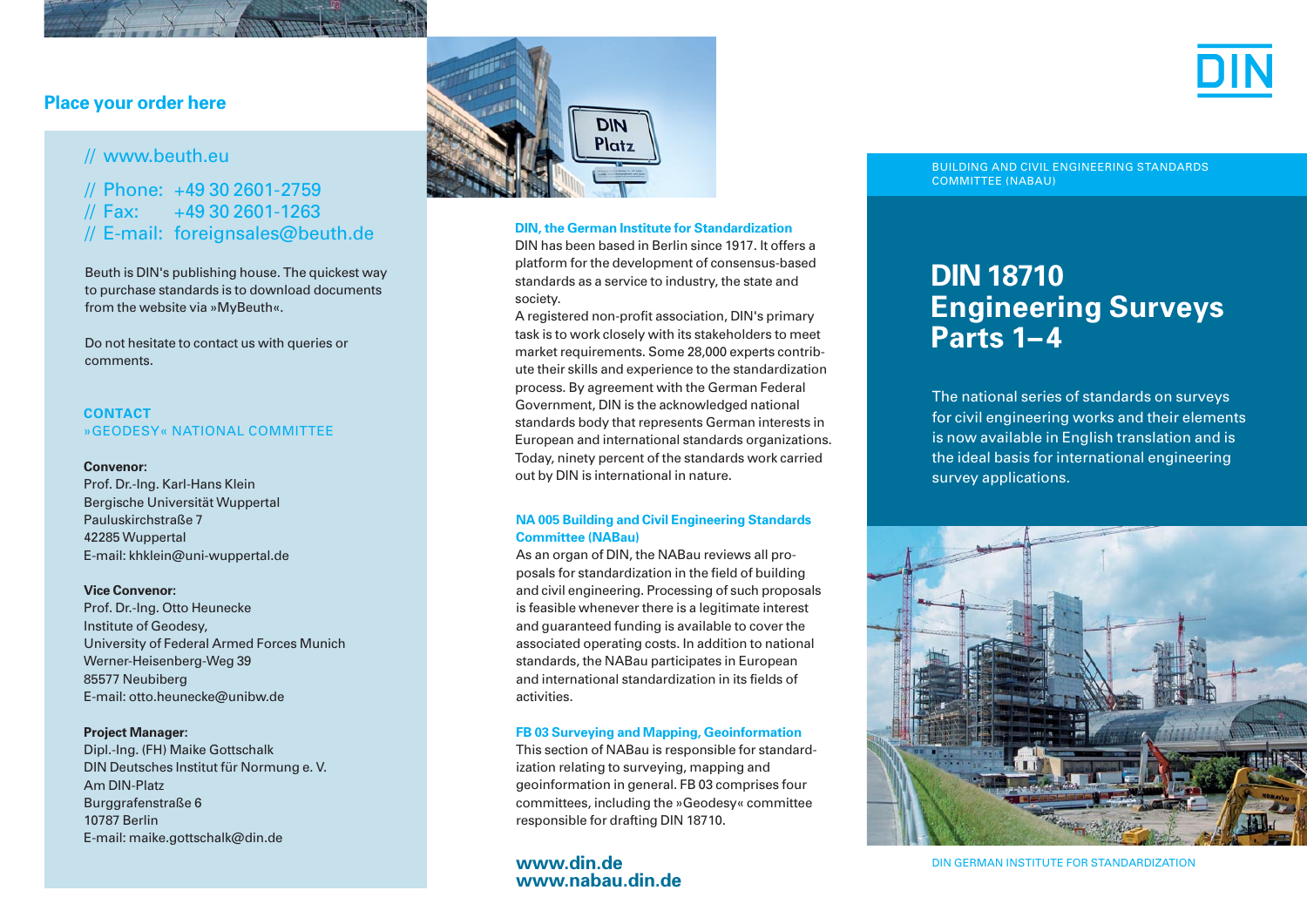## Place your order here

// www.beuth.eu

// Phone: +49 30 2601-2759
// Fax: +49 30 2601-1263
// E-mail: foreignsales@beuth.de

Beuth is DIN's publishing house. The quickest way to purchase standards is to download documents from the website via »MyBeuth«.

Do not hesitate to contact us with queries or comments.

### CONTACT
### »GEODESY« NATIONAL COMMITTEE

**Convenor:**
Prof. Dr.-Ing. Karl-Hans Klein
Bergische Universität Wuppertal
Pauluskirchstraße 7
42285 Wuppertal
E-mail: khklein@uni-wuppertal.de

**Vice Convenor:**
Prof. Dr.-Ing. Otto Heunecke
Institute of Geodesy,
University of Federal Armed Forces Munich
Werner-Heisenberg-Weg 39
85577 Neubiberg
E-mail: otto.heunecke@unibw.de

**Project Manager:**
Dipl.-Ing. (FH) Maike Gottschalk
DIN Deutsches Institut für Normung e. V.
Am DIN-Platz
Burggrafenstraße 6
10787 Berlin
E-mail: maike.gottschalk@din.de

### DIN, the German Institute for Standardization

DIN has been based in Berlin since 1917. It offers a platform for the development of consensus-based standards as a service to industry, the state and society.
A registered non-profit association, DIN's primary task is to work closely with its stakeholders to meet market requirements. Some 28,000 experts contribute their skills and experience to the standardization process. By agreement with the German Federal Government, DIN is the acknowledged national standards body that represents German interests in European and international standards organizations. Today, ninety percent of the standards work carried out by DIN is international in nature.

### NA 005 Building and Civil Engineering Standards Committee (NABau)

As an organ of DIN, the NABau reviews all proposals for standardization in the field of building and civil engineering. Processing of such proposals is feasible whenever there is a legitimate interest and guaranteed funding is available to cover the associated operating costs. In addition to national standards, the NABau participates in European and international standardization in its fields of activities.

### FB 03 Surveying and Mapping, Geoinformation

This section of NABau is responsible for standardization relating to surveying, mapping and geoinformation in general. FB 03 comprises four committees, including the »Geodesy« committee responsible for drafting DIN 18710.

**www.din.de**
**www.nabau.din.de**

DIN

BUILDING AND CIVIL ENGINEERING STANDARDS COMMITTEE (NABAU)

# DIN 18710 Engineering Surveys Parts 1–4

The national series of standards on surveys for civil engineering works and their elements is now available in English translation and is the ideal basis for international engineering survey applications.

DIN GERMAN INSTITUTE FOR STANDARDIZATION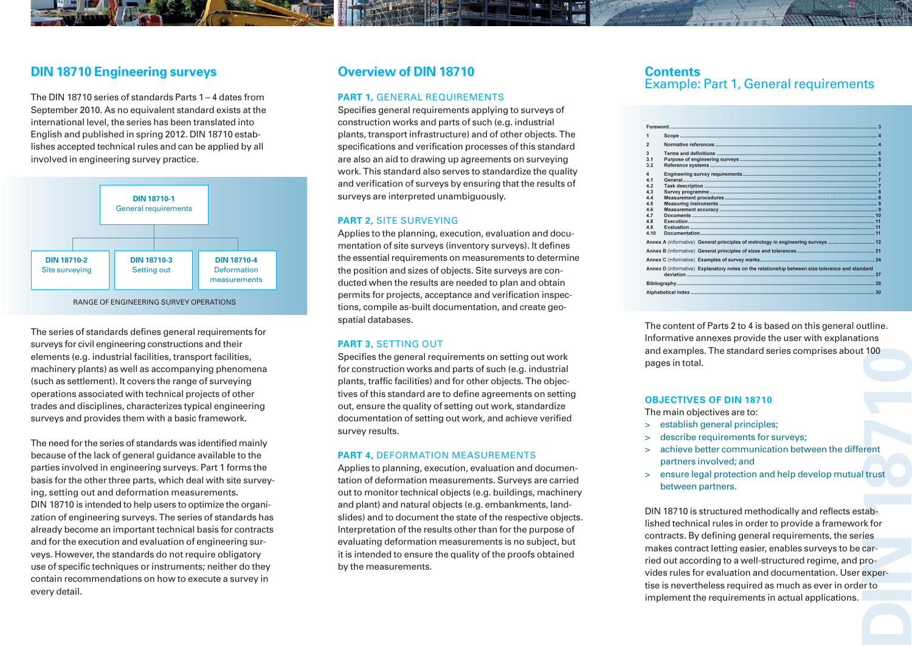## DIN 18710 Engineering surveys

The DIN 18710 series of standards Parts 1 – 4 dates from September 2010. As no equivalent standard exists at the international level, the series has been translated into English and published in spring 2012. DIN 18710 establishes accepted technical rules and can be applied by all involved in engineering survey practice.

DIN 18710-1
General requirements

DIN 18710-2
Site surveying

DIN 18710-3
Setting out

DIN 18710-4
Deformation measurements

RANGE OF ENGINEERING SURVEY OPERATIONS

The series of standards defines general requirements for surveys for civil engineering constructions and their elements (e.g. industrial facilities, transport facilities, machinery plants) as well as accompanying phenomena (such as settlement). It covers the range of surveying operations associated with technical projects of other trades and disciplines, characterizes typical engineering surveys and provides them with a basic framework.

The need for the series of standards was identified mainly because of the lack of general guidance available to the parties involved in engineering surveys. Part 1 forms the basis for the other three parts, which deal with site surveying, setting out and deformation measurements.
DIN 18710 is intended to help users to optimize the organization of engineering surveys. The series of standards has already become an important technical basis for contracts and for the execution and evaluation of engineering surveys. However, the standards do not require obligatory use of specific techniques or instruments; neither do they contain recommendations on how to execute a survey in every detail.

## Overview of DIN 18710

### PART 1, GENERAL REQUIREMENTS

Specifies general requirements applying to surveys of construction works and parts of such (e.g. industrial plants, transport infrastructure) and of other objects. The specifications and verification processes of this standard are also an aid to drawing up agreements on surveying work. This standard also serves to standardize the quality and verification of surveys by ensuring that the results of surveys are interpreted unambiguously.

### PART 2, SITE SURVEYING

Applies to the planning, execution, evaluation and documentation of site surveys (inventory surveys). It defines the essential requirements on measurements to determine the position and sizes of objects. Site surveys are conducted when the results are needed to plan and obtain permits for projects, acceptance and verification inspections, compile as-built documentation, and create geospatial databases.

### PART 3, SETTING OUT

Specifies the general requirements on setting out work for construction works and parts of such (e.g. industrial plants, traffic facilities) and for other objects. The objectives of this standard are to define agreements on setting out, ensure the quality of setting out work, standardize documentation of setting out work, and achieve verified survey results.

### PART 4, DEFORMATION MEASUREMENTS

Applies to planning, execution, evaluation and documentation of deformation measurements. Surveys are carried out to monitor technical objects (e.g. buildings, machinery and plant) and natural objects (e.g. embankments, landslides) and to document the state of the respective objects. Interpretation of the results other than for the purpose of evaluating deformation measurements is no subject, but it is intended to ensure the quality of the proofs obtained by the measurements.

## Contents
Example: Part 1, General requirements

| | | |
|---|---|---|
| | Foreword | 3 |
| 1 | Scope | 4 |
| 2 | Normative references | 4 |
| 3 | Terms and definitions | 5 |
| 3.1 | Purpose of engineering surveys | 5 |
| 3.2 | Reference systems | 6 |
| 4 | Engineering survey requirements | 7 |
| 4.1 | General | 7 |
| 4.2 | Task description | 7 |
| 4.3 | Survey programme | 8 |
| 4.4 | Measurement procedures | 8 |
| 4.5 | Measuring instruments | 9 |
| 4.6 | Measurement accuracy | 9 |
| 4.7 | Documents | 10 |
| 4.8 | Execution | 11 |
| 4.9 | Evaluation | 11 |
| 4.10 | Documentation | 11 |
| Annex A (informative) | General principles of metrology in engineering surveys | 12 |
| Annex B (informative) | General principles of sizes and tolerances | 21 |
| Annex C (informative) | Examples of survey marks | 24 |
| Annex D (informative) | Explanatory notes on the relationship between size tolerance and standard deviation | 27 |
| | Bibliography | 29 |
| | Alphabetical index | 30 |

The content of Parts 2 to 4 is based on this general outline. Informative annexes provide the user with explanations and examples. The standard series comprises about 100 pages in total.

### OBJECTIVES OF DIN 18710

The main objectives are to:

- establish general principles;
- describe requirements for surveys;
- achieve better communication between the different partners involved; and
- ensure legal protection and help develop mutual trust between partners.

DIN 18710 is structured methodically and reflects established technical rules in order to provide a framework for contracts. By defining general requirements, the series makes contract letting easier, enables surveys to be carried out according to a well-structured regime, and provides rules for evaluation and documentation. User expertise is nevertheless required as much as ever in order to implement the requirements in actual applications.